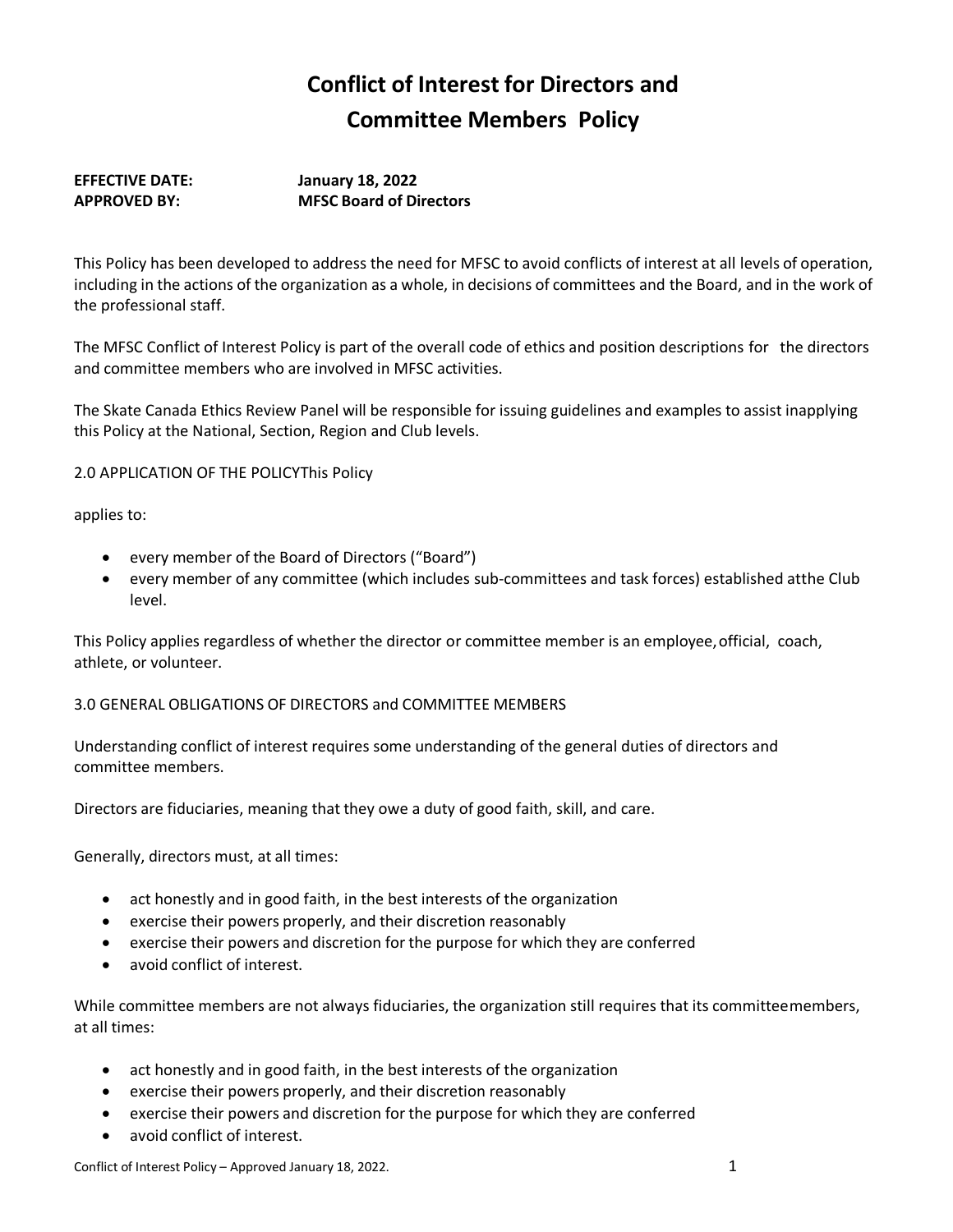# Conflict of Interest for Directors and Committee Members Policy

**EFFECTIVE DATE:** **January 18, 2022**
**APPROVED BY:** **MFSC Board of Directors**

This Policy has been developed to address the need for MFSC to avoid conflicts of interest at all levels of operation, including in the actions of the organization as a whole, in decisions of committees and the Board, and in the work of the professional staff.

The MFSC Conflict of Interest Policy is part of the overall code of ethics and position descriptions for the directors and committee members who are involved in MFSC activities.

The Skate Canada Ethics Review Panel will be responsible for issuing guidelines and examples to assist inapplying this Policy at the National, Section, Region and Club levels.

2.0 APPLICATION OF THE POLICYThis Policy

applies to:

- every member of the Board of Directors ("Board")
- every member of any committee (which includes sub-committees and task forces) established atthe Club level.

This Policy applies regardless of whether the director or committee member is an employee, official, coach, athlete, or volunteer.

3.0 GENERAL OBLIGATIONS OF DIRECTORS and COMMITTEE MEMBERS

Understanding conflict of interest requires some understanding of the general duties of directors and committee members.

Directors are fiduciaries, meaning that they owe a duty of good faith, skill, and care.

Generally, directors must, at all times:

- act honestly and in good faith, in the best interests of the organization
- exercise their powers properly, and their discretion reasonably
- exercise their powers and discretion for the purpose for which they are conferred
- avoid conflict of interest.

While committee members are not always fiduciaries, the organization still requires that its committeemembers, at all times:

- act honestly and in good faith, in the best interests of the organization
- exercise their powers properly, and their discretion reasonably
- exercise their powers and discretion for the purpose for which they are conferred
- avoid conflict of interest.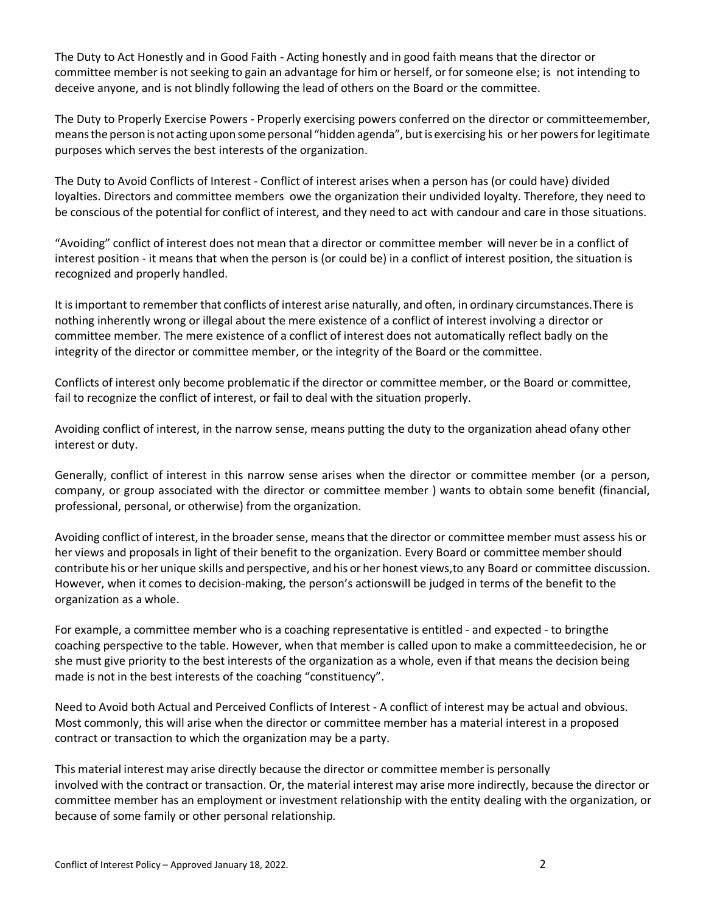The Duty to Act Honestly and in Good Faith - Acting honestly and in good faith means that the director or committee member is not seeking to gain an advantage for him or herself, or for someone else; is not intending to deceive anyone, and is not blindly following the lead of others on the Board or the committee.

The Duty to Properly Exercise Powers - Properly exercising powers conferred on the director or committeemember, means the person is not acting upon some personal "hidden agenda", but is exercising his or her powers for legitimate purposes which serves the best interests of the organization.

The Duty to Avoid Conflicts of Interest - Conflict of interest arises when a person has (or could have) divided loyalties. Directors and committee members owe the organization their undivided loyalty. Therefore, they need to be conscious of the potential for conflict of interest, and they need to act with candour and care in those situations.

"Avoiding" conflict of interest does not mean that a director or committee member will never be in a conflict of interest position - it means that when the person is (or could be) in a conflict of interest position, the situation is recognized and properly handled.

It is important to remember that conflicts of interest arise naturally, and often, in ordinary circumstances.There is nothing inherently wrong or illegal about the mere existence of a conflict of interest involving a director or committee member. The mere existence of a conflict of interest does not automatically reflect badly on the integrity of the director or committee member, or the integrity of the Board or the committee.

Conflicts of interest only become problematic if the director or committee member, or the Board or committee, fail to recognize the conflict of interest, or fail to deal with the situation properly.

Avoiding conflict of interest, in the narrow sense, means putting the duty to the organization ahead ofany other interest or duty.

Generally, conflict of interest in this narrow sense arises when the director or committee member (or a person, company, or group associated with the director or committee member ) wants to obtain some benefit (financial, professional, personal, or otherwise) from the organization.

Avoiding conflict of interest, in the broader sense, means that the director or committee member must assess his or her views and proposals in light of their benefit to the organization. Every Board or committee member should contribute his or her unique skills and perspective, and his or her honest views,to any Board or committee discussion. However, when it comes to decision-making, the person's actionswill be judged in terms of the benefit to the organization as a whole.

For example, a committee member who is a coaching representative is entitled - and expected - to bringthe coaching perspective to the table. However, when that member is called upon to make a committeedecision, he or she must give priority to the best interests of the organization as a whole, even if that means the decision being made is not in the best interests of the coaching "constituency".

Need to Avoid both Actual and Perceived Conflicts of Interest - A conflict of interest may be actual and obvious. Most commonly, this will arise when the director or committee member has a material interest in a proposed contract or transaction to which the organization may be a party.

This material interest may arise directly because the director or committee member is personally involved with the contract or transaction. Or, the material interest may arise more indirectly, because the director or committee member has an employment or investment relationship with the entity dealing with the organization, or because of some family or other personal relationship.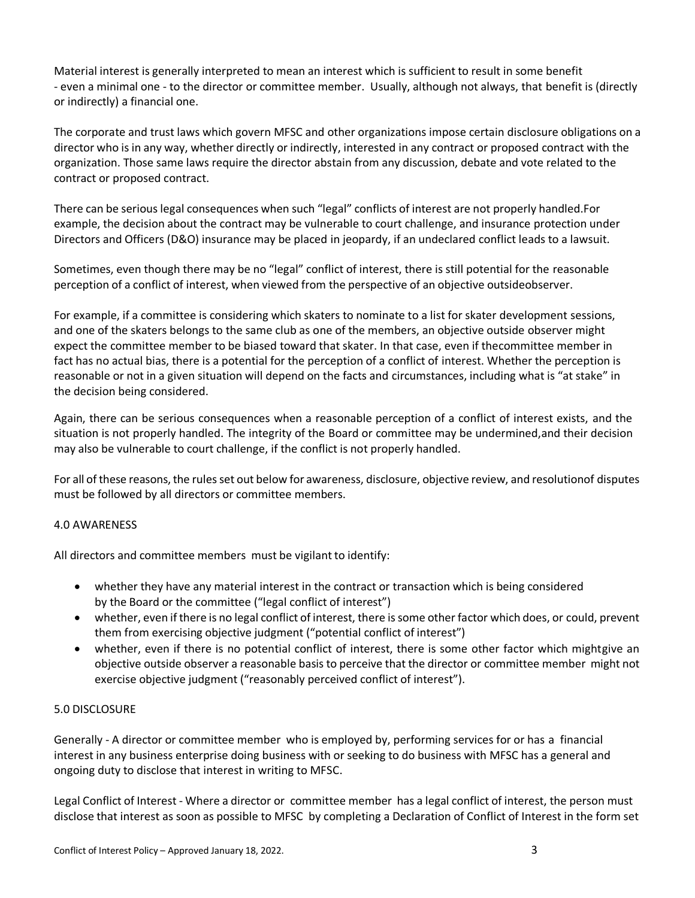Material interest is generally interpreted to mean an interest which is sufficient to result in some benefit - even a minimal one - to the director or committee member. Usually, although not always, that benefit is (directly or indirectly) a financial one.

The corporate and trust laws which govern MFSC and other organizations impose certain disclosure obligations on a director who is in any way, whether directly or indirectly, interested in any contract or proposed contract with the organization. Those same laws require the director abstain from any discussion, debate and vote related to the contract or proposed contract.

There can be serious legal consequences when such "legal" conflicts of interest are not properly handled.For example, the decision about the contract may be vulnerable to court challenge, and insurance protection under Directors and Officers (D&O) insurance may be placed in jeopardy, if an undeclared conflict leads to a lawsuit.

Sometimes, even though there may be no "legal" conflict of interest, there is still potential for the reasonable perception of a conflict of interest, when viewed from the perspective of an objective outsideobserver.

For example, if a committee is considering which skaters to nominate to a list for skater development sessions, and one of the skaters belongs to the same club as one of the members, an objective outside observer might expect the committee member to be biased toward that skater. In that case, even if thecommittee member in fact has no actual bias, there is a potential for the perception of a conflict of interest. Whether the perception is reasonable or not in a given situation will depend on the facts and circumstances, including what is "at stake" in the decision being considered.

Again, there can be serious consequences when a reasonable perception of a conflict of interest exists, and the situation is not properly handled. The integrity of the Board or committee may be undermined,and their decision may also be vulnerable to court challenge, if the conflict is not properly handled.

For all of these reasons, the rules set out below for awareness, disclosure, objective review, and resolutionof disputes must be followed by all directors or committee members.

## 4.0 AWARENESS

All directors and committee members must be vigilant to identify:

- whether they have any material interest in the contract or transaction which is being considered by the Board or the committee ("legal conflict of interest")
- whether, even if there is no legal conflict of interest, there is some other factor which does, or could, prevent them from exercising objective judgment ("potential conflict of interest")
- whether, even if there is no potential conflict of interest, there is some other factor which mightgive an objective outside observer a reasonable basis to perceive that the director or committee member might not exercise objective judgment ("reasonably perceived conflict of interest").

## 5.0 DISCLOSURE

Generally - A director or committee member who is employed by, performing services for or has a financial interest in any business enterprise doing business with or seeking to do business with MFSC has a general and ongoing duty to disclose that interest in writing to MFSC.

Legal Conflict of Interest - Where a director or committee member has a legal conflict of interest, the person must disclose that interest as soon as possible to MFSC by completing a Declaration of Conflict of Interest in the form set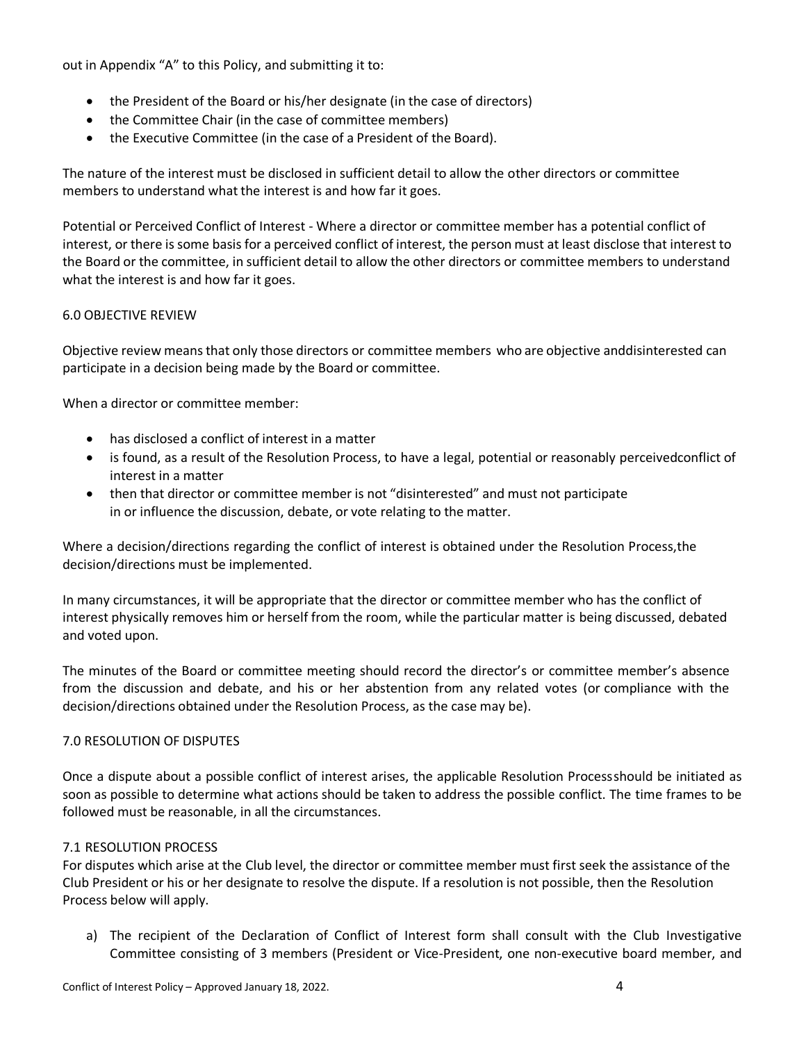out in Appendix "A" to this Policy, and submitting it to:

- the President of the Board or his/her designate (in the case of directors)
- the Committee Chair (in the case of committee members)
- the Executive Committee (in the case of a President of the Board).

The nature of the interest must be disclosed in sufficient detail to allow the other directors or committee members to understand what the interest is and how far it goes.

Potential or Perceived Conflict of Interest - Where a director or committee member has a potential conflict of interest, or there is some basis for a perceived conflict of interest, the person must at least disclose that interest to the Board or the committee, in sufficient detail to allow the other directors or committee members to understand what the interest is and how far it goes.

## 6.0 OBJECTIVE REVIEW

Objective review means that only those directors or committee members who are objective anddisinterested can participate in a decision being made by the Board or committee.

When a director or committee member:

- has disclosed a conflict of interest in a matter
- is found, as a result of the Resolution Process, to have a legal, potential or reasonably perceivedconflict of interest in a matter
- then that director or committee member is not "disinterested" and must not participate in or influence the discussion, debate, or vote relating to the matter.

Where a decision/directions regarding the conflict of interest is obtained under the Resolution Process,the decision/directions must be implemented.

In many circumstances, it will be appropriate that the director or committee member who has the conflict of interest physically removes him or herself from the room, while the particular matter is being discussed, debated and voted upon.

The minutes of the Board or committee meeting should record the director's or committee member's absence from the discussion and debate, and his or her abstention from any related votes (or compliance with the decision/directions obtained under the Resolution Process, as the case may be).

## 7.0 RESOLUTION OF DISPUTES

Once a dispute about a possible conflict of interest arises, the applicable Resolution Processshould be initiated as soon as possible to determine what actions should be taken to address the possible conflict. The time frames to be followed must be reasonable, in all the circumstances.

### 7.1 RESOLUTION PROCESS

For disputes which arise at the Club level, the director or committee member must first seek the assistance of the Club President or his or her designate to resolve the dispute. If a resolution is not possible, then the Resolution Process below will apply.

a) The recipient of the Declaration of Conflict of Interest form shall consult with the Club Investigative Committee consisting of 3 members (President or Vice-President, one non-executive board member, and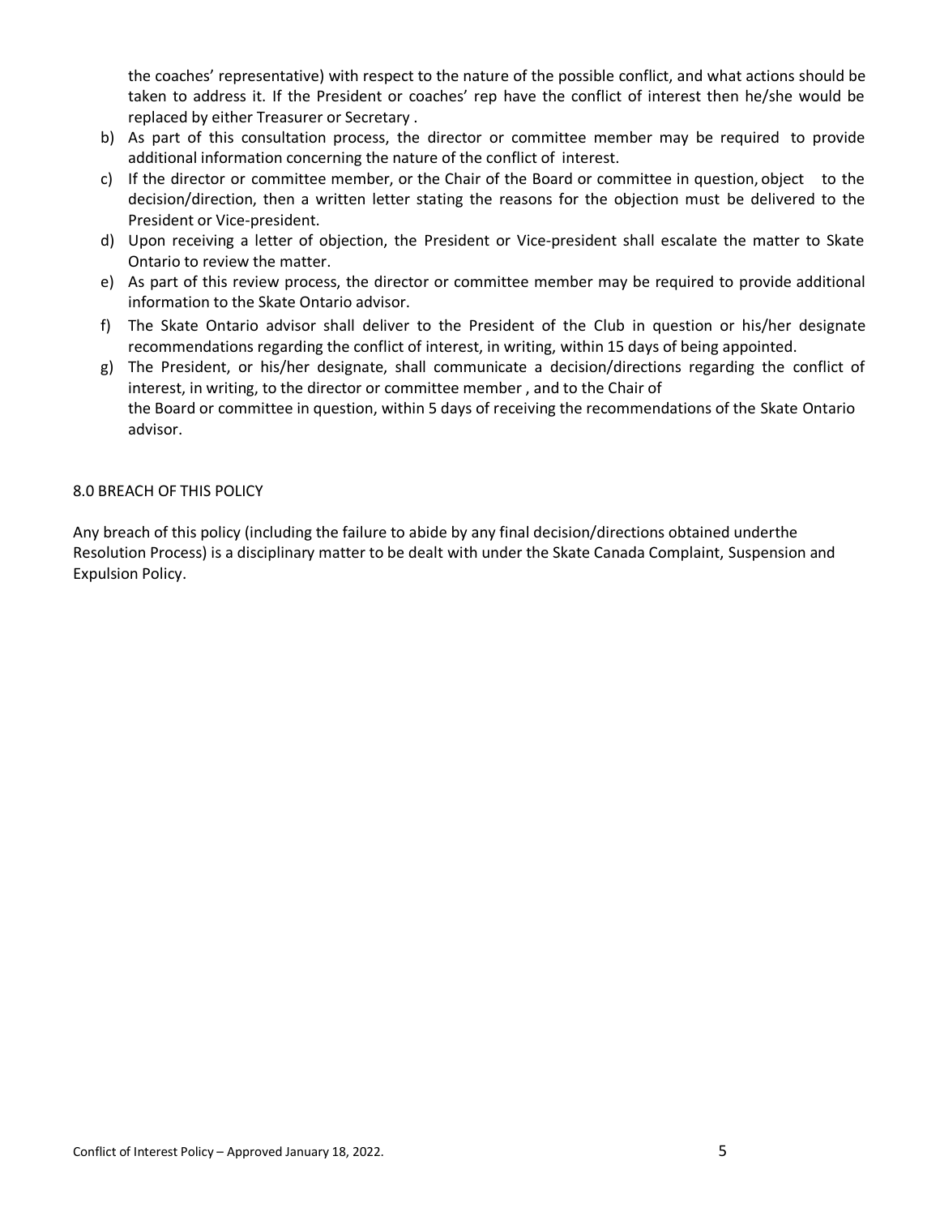the coaches' representative) with respect to the nature of the possible conflict, and what actions should be taken to address it. If the President or coaches' rep have the conflict of interest then he/she would be replaced by either Treasurer or Secretary .

b) As part of this consultation process, the director or committee member may be required to provide additional information concerning the nature of the conflict of interest.
c) If the director or committee member, or the Chair of the Board or committee in question, object to the decision/direction, then a written letter stating the reasons for the objection must be delivered to the President or Vice-president.
d) Upon receiving a letter of objection, the President or Vice-president shall escalate the matter to Skate Ontario to review the matter.
e) As part of this review process, the director or committee member may be required to provide additional information to the Skate Ontario advisor.
f) The Skate Ontario advisor shall deliver to the President of the Club in question or his/her designate recommendations regarding the conflict of interest, in writing, within 15 days of being appointed.
g) The President, or his/her designate, shall communicate a decision/directions regarding the conflict of interest, in writing, to the director or committee member , and to the Chair of the Board or committee in question, within 5 days of receiving the recommendations of the Skate Ontario advisor.

## 8.0 BREACH OF THIS POLICY

Any breach of this policy (including the failure to abide by any final decision/directions obtained underthe Resolution Process) is a disciplinary matter to be dealt with under the Skate Canada Complaint, Suspension and Expulsion Policy.